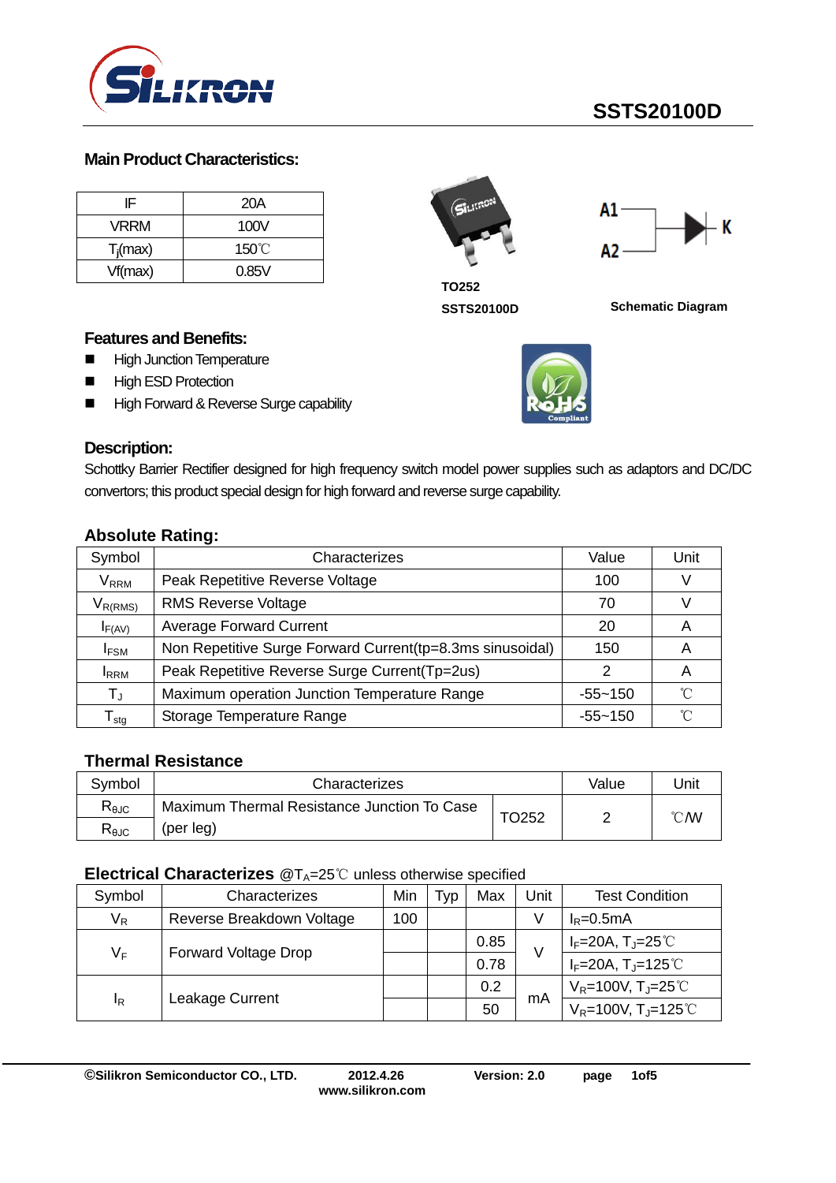# SSTS20100D

## Main Product Characteristics:

| IF | 20A |
|---|---|
| VRRM | 100V |
| $T_j$(max) | 150℃ |
| Vf(max) | 0.85V |

TO252

SSTS20100D

A1

A2

K

Schematic Diagram

## Features and Benefits:

- High Junction Temperature
- High ESD Protection
- High Forward & Reverse Surge capability

## Description:

Schottky Barrier Rectifier designed for high frequency switch model power supplies such as adaptors and DC/DC convertors; this product special design for high forward and reverse surge capability.

## Absolute Rating:

| Symbol | Characterizes | Value | Unit |
|---|---|---|---|
| $V_{RRM}$ | Peak Repetitive Reverse Voltage | 100 | V |
| $V_{R(RMS)}$ | RMS Reverse Voltage | 70 | V |
| $I_{F(AV)}$ | Average Forward Current | 20 | A |
| $I_{FSM}$ | Non Repetitive Surge Forward Current(tp=8.3ms sinusoidal) | 150 | A |
| $I_{RRM}$ | Peak Repetitive Reverse Surge Current(Tp=2us) | 2 | A |
| $T_J$ | Maximum operation Junction Temperature Range | -55~150 | ℃ |
| $T_{stg}$ | Storage Temperature Range | -55~150 | ℃ |

## Thermal Resistance

| Symbol | Characterizes | | Value | Unit |
|---|---|---|---|---|
| $R_{\theta JC}$ | Maximum Thermal Resistance Junction To Case | TO252 | 2 | ℃/W |
| $R_{\theta JC}$ | (per leg) | | | |

## Electrical Characterizes @$T_A$=25℃ unless otherwise specified

| Symbol | Characterizes | Min | Typ | Max | Unit | Test Condition |
|---|---|---|---|---|---|---|
| $V_R$ | Reverse Breakdown Voltage | 100 | | | V | $I_R$=0.5mA |
| $V_F$ | Forward Voltage Drop | | | 0.85 | V | $I_F$=20A, $T_J$=25℃ |
| | | | | 0.78 | | $I_F$=20A, $T_J$=125℃ |
| $I_R$ | Leakage Current | | | 0.2 | mA | $V_R$=100V, $T_J$=25℃ |
| | | | | 50 | | $V_R$=100V, $T_J$=125℃ |

©Silikron Semiconductor CO., LTD. 2012.4.26 Version: 2.0 www.silikron.com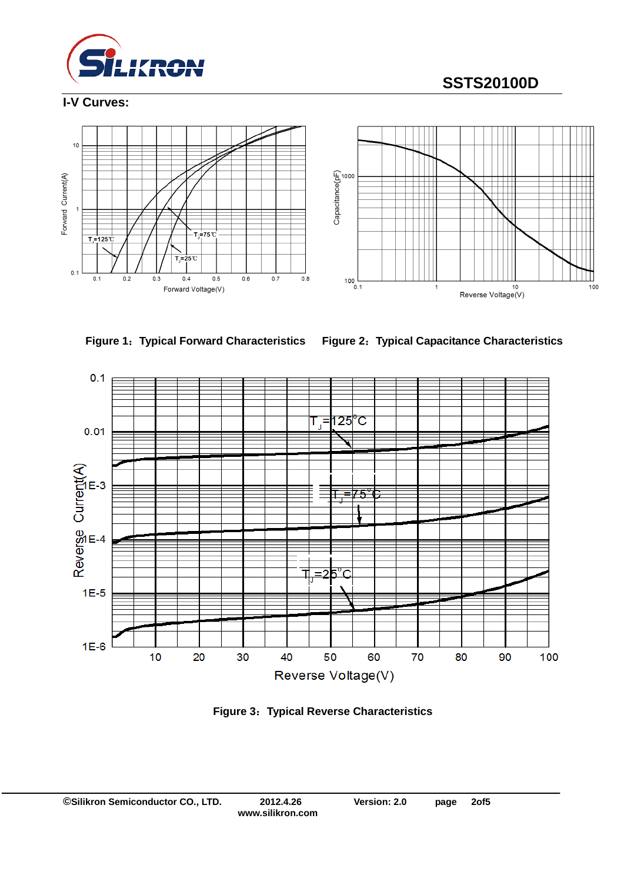## I-V Curves:

Figure 1：Typical Forward Characteristics

Figure 2：Typical Capacitance Characteristics

Figure 3：Typical Reverse Characteristics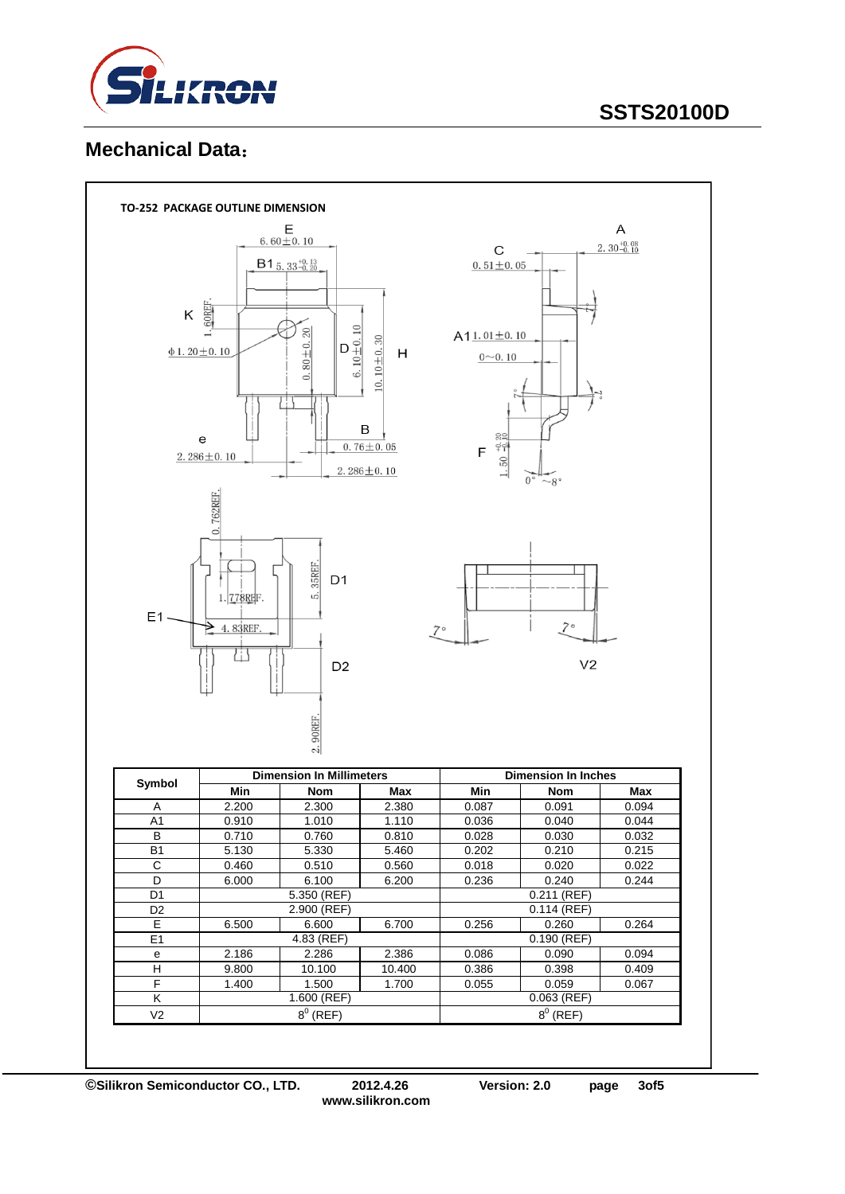## Mechanical Data：

TO-252 PACKAGE OUTLINE DIMENSION

| Symbol | Dimension In Millimeters | | | Dimension In Inches | | |
|---|---|---|---|---|---|---|
| | Min | Nom | Max | Min | Nom | Max |
| A | 2.200 | 2.300 | 2.380 | 0.087 | 0.091 | 0.094 |
| A1 | 0.910 | 1.010 | 1.110 | 0.036 | 0.040 | 0.044 |
| B | 0.710 | 0.760 | 0.810 | 0.028 | 0.030 | 0.032 |
| B1 | 5.130 | 5.330 | 5.460 | 0.202 | 0.210 | 0.215 |
| C | 0.460 | 0.510 | 0.560 | 0.018 | 0.020 | 0.022 |
| D | 6.000 | 6.100 | 6.200 | 0.236 | 0.240 | 0.244 |
| D1 | 5.350 (REF) | | | 0.211 (REF) | | |
| D2 | 2.900 (REF) | | | 0.114 (REF) | | |
| E | 6.500 | 6.600 | 6.700 | 0.256 | 0.260 | 0.264 |
| E1 | 4.83 (REF) | | | 0.190 (REF) | | |
| e | 2.186 | 2.286 | 2.386 | 0.086 | 0.090 | 0.094 |
| H | 9.800 | 10.100 | 10.400 | 0.386 | 0.398 | 0.409 |
| F | 1.400 | 1.500 | 1.700 | 0.055 | 0.059 | 0.067 |
| K | 1.600 (REF) | | | 0.063 (REF) | | |
| V2 | $8^0$ (REF) | | | $8^0$ (REF) | | |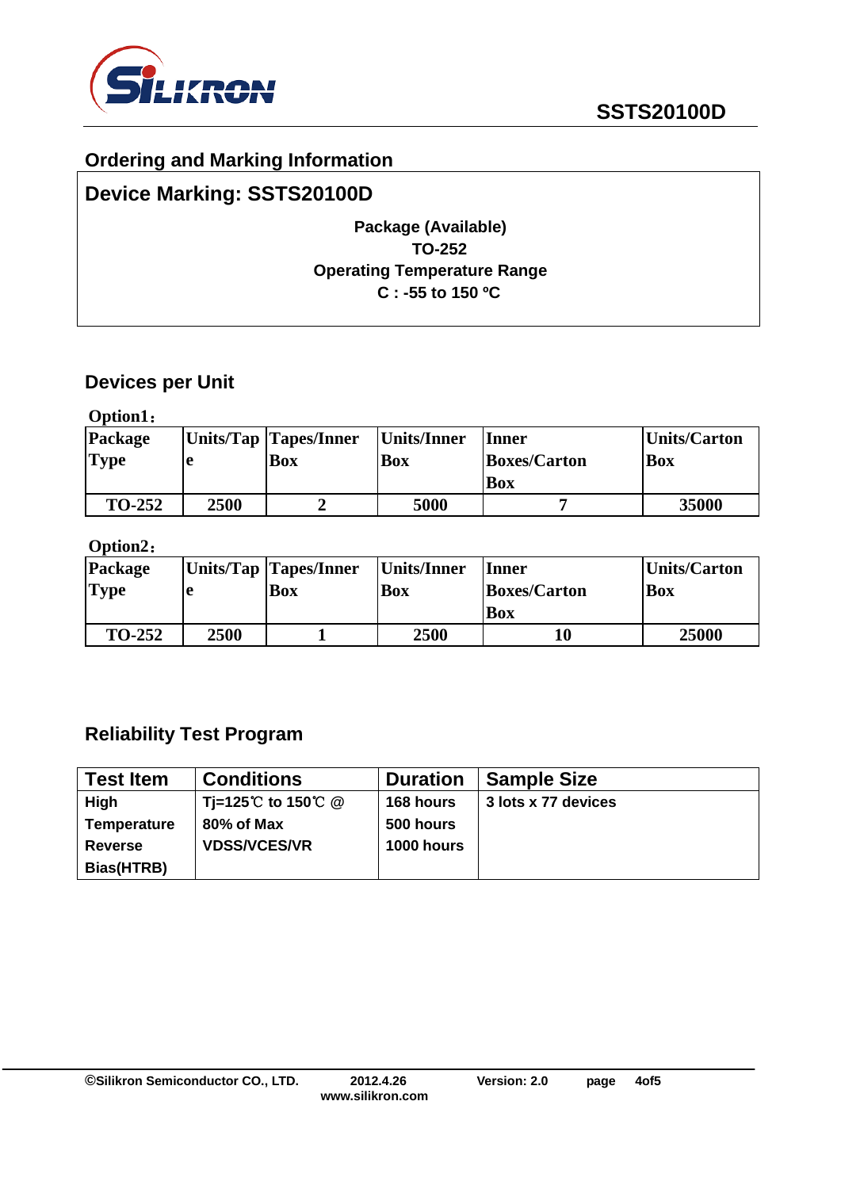## Ordering and Marking Information

**Device Marking: SSTS20100D**

**Package (Available)**
**TO-252**
**Operating Temperature Range**
**C : -55 to 150 ºC**

## Devices per Unit

**Option1：**

| Package Type | Units/Tape | Tapes/Inner Box | Units/Inner Box | Inner Boxes/Carton Box | Units/Carton Box |
|---|---|---|---|---|---|
| TO-252 | 2500 | 2 | 5000 | 7 | 35000 |

**Option2：**

| Package Type | Units/Tape | Tapes/Inner Box | Units/Inner Box | Inner Boxes/Carton Box | Units/Carton Box |
|---|---|---|---|---|---|
| TO-252 | 2500 | 1 | 2500 | 10 | 25000 |

## Reliability Test Program

| Test Item | Conditions | Duration | Sample Size |
|---|---|---|---|
| High Temperature Reverse Bias(HTRB) | Tj=125℃ to 150℃ @ 80% of Max VDSS/VCES/VR | 168 hours<br>500 hours<br>1000 hours | 3 lots x 77 devices |

©Silikron Semiconductor CO., LTD. 2012.4.26 Version: 2.0
www.silikron.com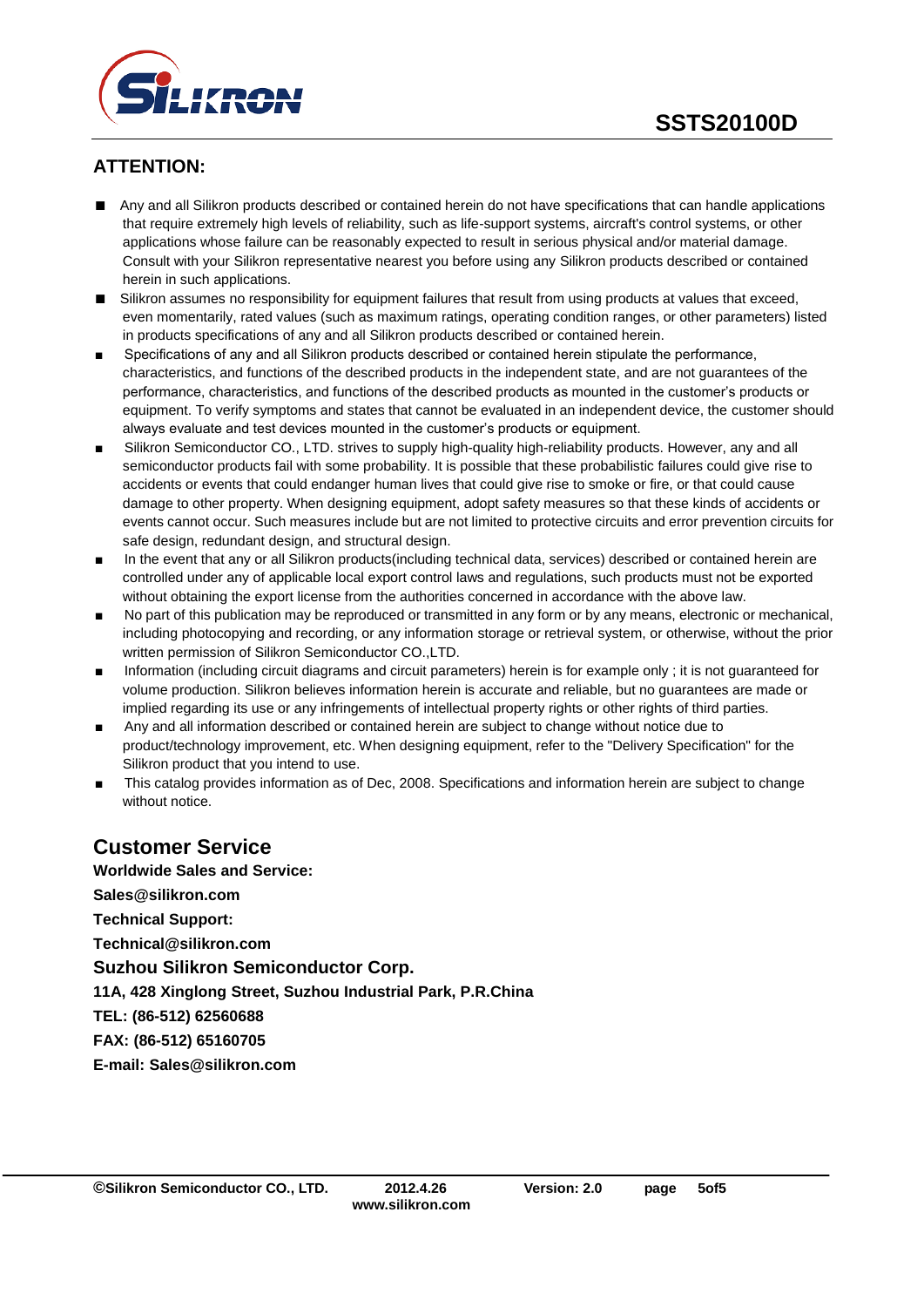## ATTENTION:

- Any and all Silikron products described or contained herein do not have specifications that can handle applications that require extremely high levels of reliability, such as life-support systems, aircraft's control systems, or other applications whose failure can be reasonably expected to result in serious physical and/or material damage. Consult with your Silikron representative nearest you before using any Silikron products described or contained herein in such applications.
- Silikron assumes no responsibility for equipment failures that result from using products at values that exceed, even momentarily, rated values (such as maximum ratings, operating condition ranges, or other parameters) listed in products specifications of any and all Silikron products described or contained herein.
- Specifications of any and all Silikron products described or contained herein stipulate the performance, characteristics, and functions of the described products in the independent state, and are not guarantees of the performance, characteristics, and functions of the described products as mounted in the customer's products or equipment. To verify symptoms and states that cannot be evaluated in an independent device, the customer should always evaluate and test devices mounted in the customer's products or equipment.
- Silikron Semiconductor CO., LTD. strives to supply high-quality high-reliability products. However, any and all semiconductor products fail with some probability. It is possible that these probabilistic failures could give rise to accidents or events that could endanger human lives that could give rise to smoke or fire, or that could cause damage to other property. When designing equipment, adopt safety measures so that these kinds of accidents or events cannot occur. Such measures include but are not limited to protective circuits and error prevention circuits for safe design, redundant design, and structural design.
- In the event that any or all Silikron products(including technical data, services) described or contained herein are controlled under any of applicable local export control laws and regulations, such products must not be exported without obtaining the export license from the authorities concerned in accordance with the above law.
- No part of this publication may be reproduced or transmitted in any form or by any means, electronic or mechanical, including photocopying and recording, or any information storage or retrieval system, or otherwise, without the prior written permission of Silikron Semiconductor CO.,LTD.
- Information (including circuit diagrams and circuit parameters) herein is for example only ; it is not guaranteed for volume production. Silikron believes information herein is accurate and reliable, but no guarantees are made or implied regarding its use or any infringements of intellectual property rights or other rights of third parties.
- Any and all information described or contained herein are subject to change without notice due to product/technology improvement, etc. When designing equipment, refer to the "Delivery Specification" for the Silikron product that you intend to use.
- This catalog provides information as of Dec, 2008. Specifications and information herein are subject to change without notice.

## Customer Service

**Worldwide Sales and Service:**

**Sales@silikron.com**

**Technical Support:**

**Technical@silikron.com**

### Suzhou Silikron Semiconductor Corp.

**11A, 428 Xinglong Street, Suzhou Industrial Park, P.R.China**

**TEL: (86-512) 62560688**

**FAX: (86-512) 65160705**

**E-mail: Sales@silikron.com**